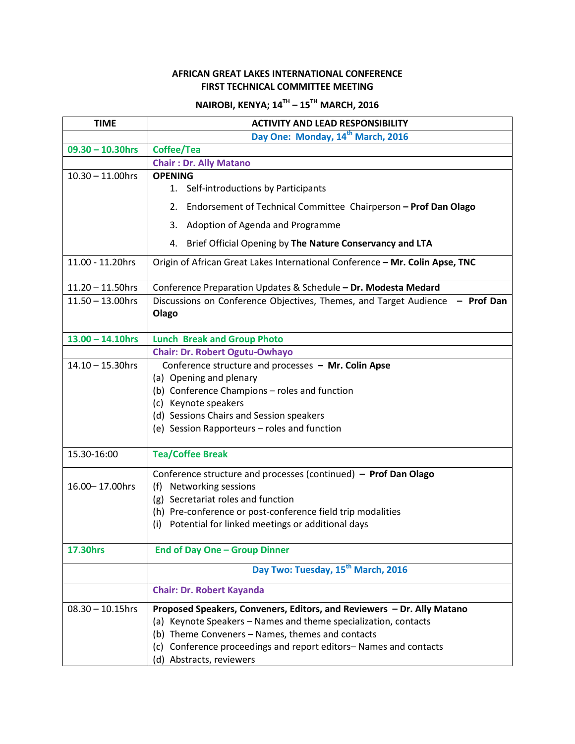# AFRICAN GREAT LAKES INTERNATIONAL CONFERENCE
## FIRST TECHNICAL COMMITTEE MEETING
### NAIROBI, KENYA; 14TH – 15TH MARCH, 2016

| TIME | ACTIVITY AND LEAD RESPONSIBILITY |
|---|---|
| | **Day One: Monday, 14th March, 2016** |
| **09.30 – 10.30hrs** | **Coffee/Tea** |
| | **Chair : Dr. Ally Matano** |
| 10.30 – 11.00hrs | **OPENING**<br>1. Self-introductions by Participants<br>2. Endorsement of Technical Committee Chairperson **– Prof Dan Olago**<br>3. Adoption of Agenda and Programme<br>4. Brief Official Opening by **The Nature Conservancy and LTA** |
| 11.00 - 11.20hrs | Origin of African Great Lakes International Conference **– Mr. Colin Apse, TNC** |
| 11.20 – 11.50hrs | Conference Preparation Updates & Schedule **– Dr. Modesta Medard** |
| 11.50 – 13.00hrs | Discussions on Conference Objectives, Themes, and Target Audience **– Prof Dan Olago** |
| **13.00 – 14.10hrs** | **Lunch Break and Group Photo** |
| | **Chair: Dr. Robert Ogutu-Owhayo** |
| 14.10 – 15.30hrs | Conference structure and processes **– Mr. Colin Apse**<br>(a) Opening and plenary<br>(b) Conference Champions – roles and function<br>(c) Keynote speakers<br>(d) Sessions Chairs and Session speakers<br>(e) Session Rapporteurs – roles and function |
| 15.30-16:00 | **Tea/Coffee Break** |
| 16.00– 17.00hrs | Conference structure and processes (continued) **– Prof Dan Olago**<br>(f) Networking sessions<br>(g) Secretariat roles and function<br>(h) Pre-conference or post-conference field trip modalities<br>(i) Potential for linked meetings or additional days |
| **17.30hrs** | **End of Day One – Group Dinner** |
| | **Day Two: Tuesday, 15th March, 2016** |
| | **Chair: Dr. Robert Kayanda** |
| 08.30 – 10.15hrs | **Proposed Speakers, Conveners, Editors, and Reviewers – Dr. Ally Matano**<br>(a) Keynote Speakers – Names and theme specialization, contacts<br>(b) Theme Conveners – Names, themes and contacts<br>(c) Conference proceedings and report editors– Names and contacts<br>(d) Abstracts, reviewers |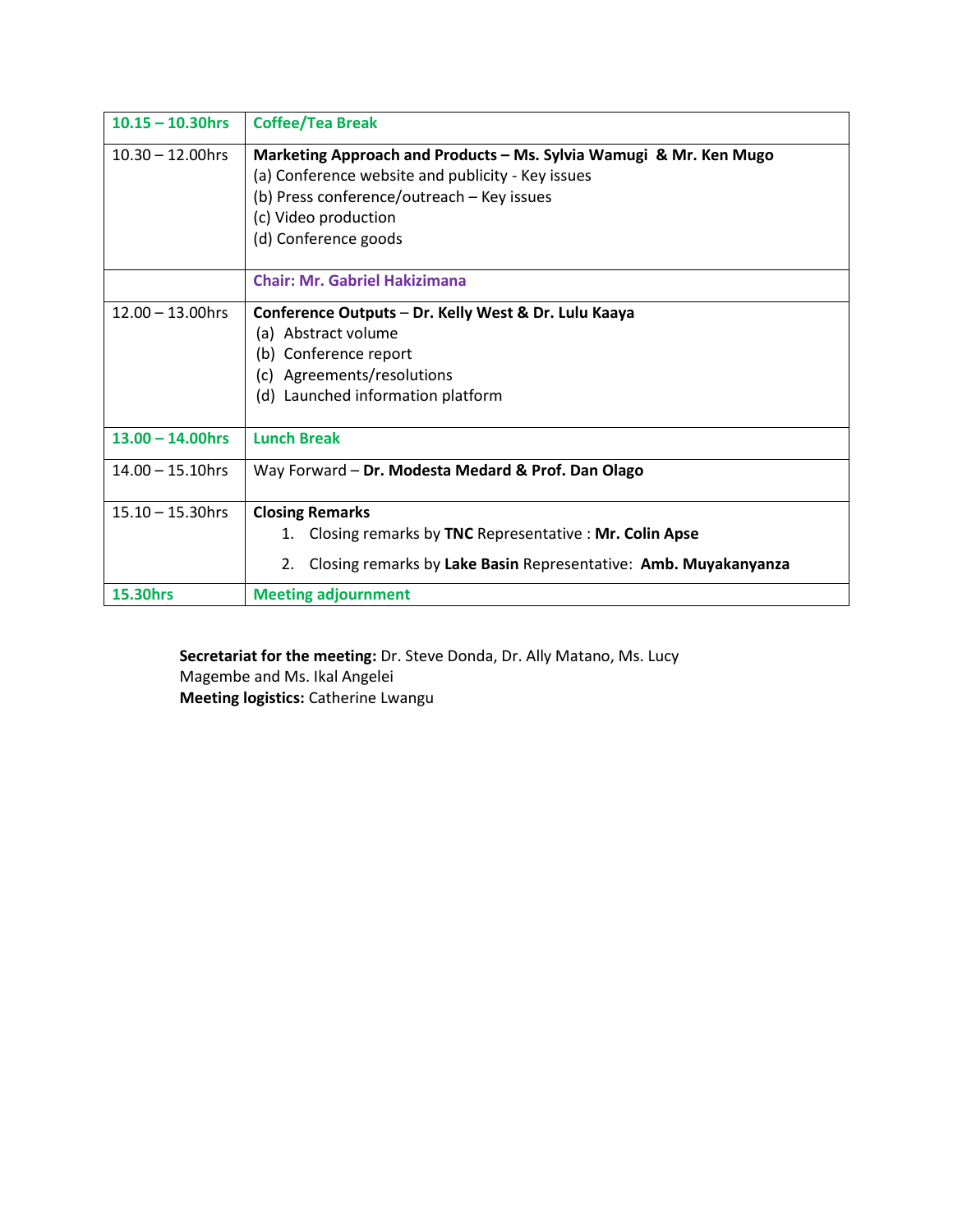| | |
|---|---|
| **10.15 – 10.30hrs** | **Coffee/Tea Break** |
| 10.30 – 12.00hrs | **Marketing Approach and Products – Ms. Sylvia Wamugi & Mr. Ken Mugo**<br>(a) Conference website and publicity - Key issues<br>(b) Press conference/outreach – Key issues<br>(c) Video production<br>(d) Conference goods |
| | **Chair: Mr. Gabriel Hakizimana** |
| 12.00 – 13.00hrs | **Conference Outputs** – **Dr. Kelly West & Dr. Lulu Kaaya**<br>(a) Abstract volume<br>(b) Conference report<br>(c) Agreements/resolutions<br>(d) Launched information platform |
| **13.00 – 14.00hrs** | **Lunch Break** |
| 14.00 – 15.10hrs | Way Forward – **Dr. Modesta Medard & Prof. Dan Olago** |
| 15.10 – 15.30hrs | **Closing Remarks**<br>1. Closing remarks by **TNC** Representative : **Mr. Colin Apse**<br>2. Closing remarks by **Lake Basin** Representative: **Amb. Muyakanyanza** |
| **15.30hrs** | **Meeting adjournment** |

**Secretariat for the meeting:** Dr. Steve Donda, Dr. Ally Matano, Ms. Lucy Magembe and Ms. Ikal Angelei
**Meeting logistics:** Catherine Lwangu